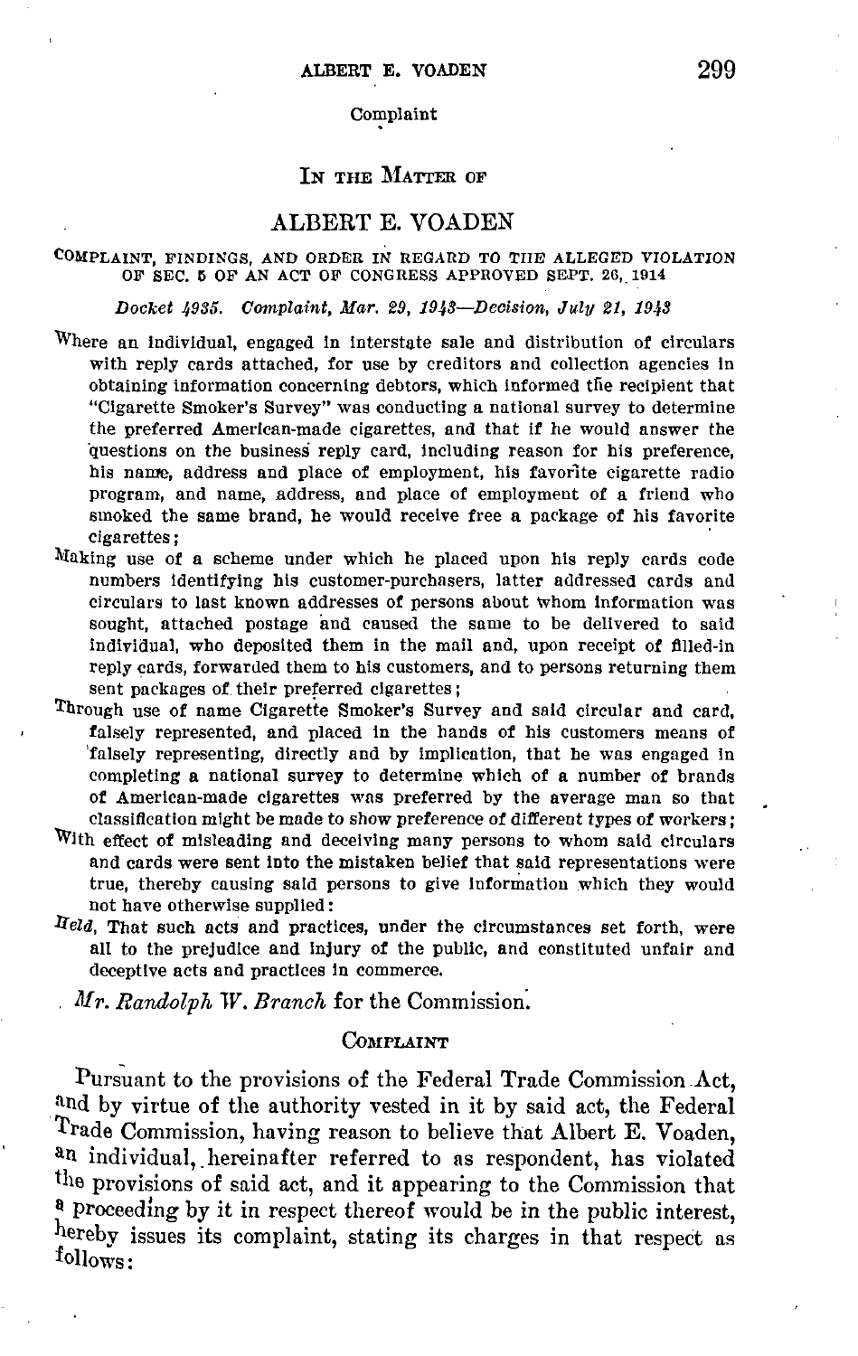# IN THE MATTER OF

## ALBERT E. VOADEN

COMPLAINT, FINDINGS, AND ORDER IN REGARD TO THE ALLEGED VIOLATION OF SEC. 5 OF AN ACT OF CONGRESS APPROVED SEPT. 26, 1914

*Docket 4935. Complaint, Mar. 29, 1943—Decision, July 21, 1943*

Where an individual, engaged in interstate sale and distribution of circulars with reply cards attached, for use by creditors and collection agencies in obtaining information concerning debtors, which informed the recipient that "Cigarette Smoker's Survey" was conducting a national survey to determine the preferred American-made cigarettes, and that if he would answer the questions on the business reply card, including reason for his preference, his name, address and place of employment, his favorite cigarette radio program, and name, address, and place of employment of a friend who smoked the same brand, he would receive free a package of his favorite cigarettes;

Making use of a scheme under which he placed upon his reply cards code numbers identifying his customer-purchasers, latter addressed cards and circulars to last known addresses of persons about whom information was sought, attached postage and caused the same to be delivered to said individual, who deposited them in the mail and, upon receipt of filled-in reply cards, forwarded them to his customers, and to persons returning them sent packages of their preferred cigarettes;

Through use of name Cigarette Smoker's Survey and said circular and card, falsely represented, and placed in the hands of his customers means of falsely representing, directly and by implication, that he was engaged in completing a national survey to determine which of a number of brands of American-made cigarettes was preferred by the average man so that classification might be made to show preference of different types of workers;

With effect of misleading and deceiving many persons to whom said circulars and cards were sent into the mistaken belief that said representations were true, thereby causing said persons to give information which they would not have otherwise supplied:

*Held*, That such acts and practices, under the circumstances set forth, were all to the prejudice and injury of the public, and constituted unfair and deceptive acts and practices in commerce.

*Mr. Randolph W. Branch* for the Commission.

### COMPLAINT

Pursuant to the provisions of the Federal Trade Commission Act, and by virtue of the authority vested in it by said act, the Federal Trade Commission, having reason to believe that Albert E. Voaden, an individual, hereinafter referred to as respondent, has violated the provisions of said act, and it appearing to the Commission that a proceeding by it in respect thereof would be in the public interest, hereby issues its complaint, stating its charges in that respect as follows: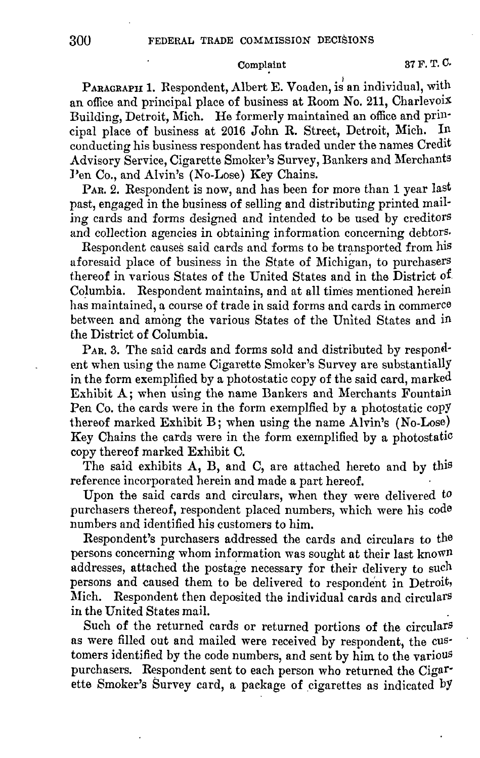Complaint

PARAGRAPH 1. Respondent, Albert E. Voaden, is an individual, with an office and principal place of business at Room No. 211, Charlevoix Building, Detroit, Mich. He formerly maintained an office and principal place of business at 2016 John R. Street, Detroit, Mich. In conducting his business respondent has traded under the names Credit Advisory Service, Cigarette Smoker's Survey, Bankers and Merchants Pen Co., and Alvin's (No-Lose) Key Chains.

PAR. 2. Respondent is now, and has been for more than 1 year last past, engaged in the business of selling and distributing printed mailing cards and forms designed and intended to be used by creditors and collection agencies in obtaining information concerning debtors.

Respondent causes said cards and forms to be transported from his aforesaid place of business in the State of Michigan, to purchasers thereof in various States of the United States and in the District of Columbia. Respondent maintains, and at all times mentioned herein has maintained, a course of trade in said forms and cards in commerce between and among the various States of the United States and in the District of Columbia.

PAR. 3. The said cards and forms sold and distributed by respondent when using the name Cigarette Smoker's Survey are substantially in the form exemplified by a photostatic copy of the said card, marked Exhibit A; when using the name Bankers and Merchants Fountain Pen Co. the cards were in the form exemplfied by a photostatic copy thereof marked Exhibit B; when using the name Alvin's (No-Lose) Key Chains the cards were in the form exemplified by a photostatic copy thereof marked Exhibit C.

The said exhibits A, B, and C, are attached hereto and by this reference incorporated herein and made a part hereof.

Upon the said cards and circulars, when they were delivered to purchasers thereof, respondent placed numbers, which were his code numbers and identified his customers to him.

Respondent's purchasers addressed the cards and circulars to the persons concerning whom information was sought at their last known addresses, attached the postage necessary for their delivery to such persons and caused them to be delivered to respondent in Detroit, Mich. Respondent then deposited the individual cards and circulars in the United States mail.

Such of the returned cards or returned portions of the circulars as were filled out and mailed were received by respondent, the customers identified by the code numbers, and sent by him to the various purchasers. Respondent sent to each person who returned the Cigarette Smoker's Survey card, a package of cigarettes as indicated by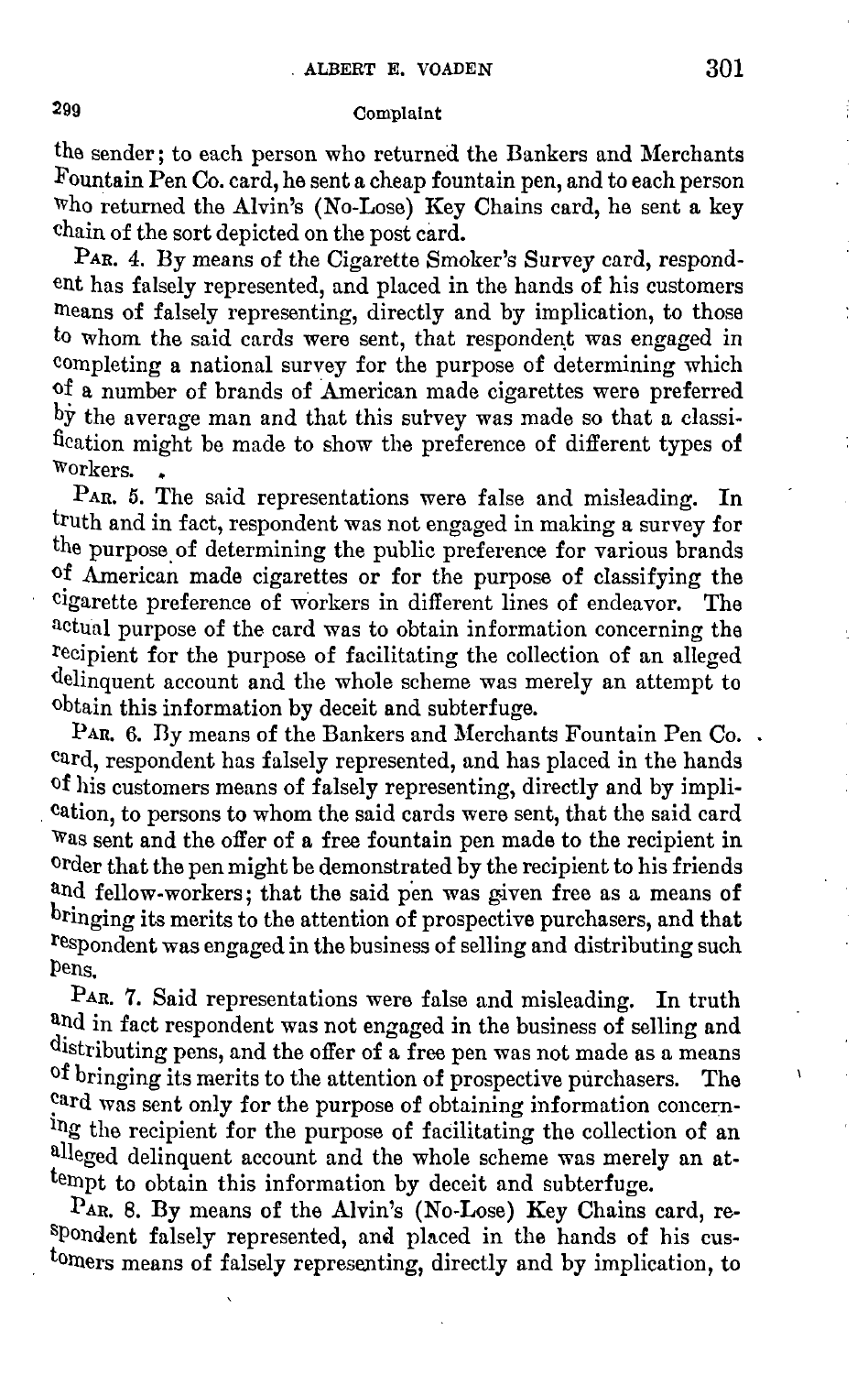the sender; to each person who returned the Bankers and Merchants Fountain Pen Co. card, he sent a cheap fountain pen, and to each person who returned the Alvin's (No-Lose) Key Chains card, he sent a key chain of the sort depicted on the post card.

PAR. 4. By means of the Cigarette Smoker's Survey card, respondent has falsely represented, and placed in the hands of his customers means of falsely representing, directly and by implication, to those to whom the said cards were sent, that respondent was engaged in completing a national survey for the purpose of determining which of a number of brands of American made cigarettes were preferred by the average man and that this survey was made so that a classification might be made to show the preference of different types of workers.

PAR. 5. The said representations were false and misleading. In truth and in fact, respondent was not engaged in making a survey for the purpose of determining the public preference for various brands of American made cigarettes or for the purpose of classifying the cigarette preference of workers in different lines of endeavor. The actual purpose of the card was to obtain information concerning the recipient for the purpose of facilitating the collection of an alleged delinquent account and the whole scheme was merely an attempt to obtain this information by deceit and subterfuge.

PAR. 6. By means of the Bankers and Merchants Fountain Pen Co. card, respondent has falsely represented, and has placed in the hands of his customers means of falsely representing, directly and by implication, to persons to whom the said cards were sent, that the said card was sent and the offer of a free fountain pen made to the recipient in order that the pen might be demonstrated by the recipient to his friends and fellow-workers; that the said pen was given free as a means of bringing its merits to the attention of prospective purchasers, and that respondent was engaged in the business of selling and distributing such pens.

PAR. 7. Said representations were false and misleading. In truth and in fact respondent was not engaged in the business of selling and distributing pens, and the offer of a free pen was not made as a means of bringing its merits to the attention of prospective purchasers. The card was sent only for the purpose of obtaining information concerning the recipient for the purpose of facilitating the collection of an alleged delinquent account and the whole scheme was merely an attempt to obtain this information by deceit and subterfuge.

PAR. 8. By means of the Alvin's (No-Lose) Key Chains card, respondent falsely represented, and placed in the hands of his customers means of falsely representing, directly and by implication, to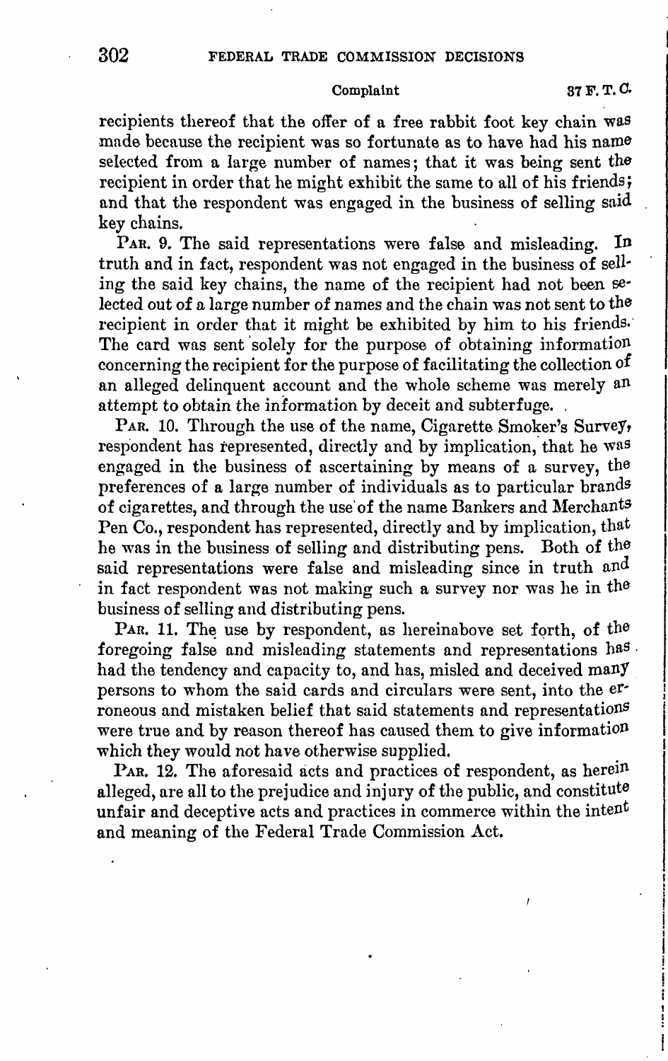recipients thereof that the offer of a free rabbit foot key chain was made because the recipient was so fortunate as to have had his name selected from a large number of names; that it was being sent the recipient in order that he might exhibit the same to all of his friends; and that the respondent was engaged in the business of selling said key chains.

PAR. 9. The said representations were false and misleading. In truth and in fact, respondent was not engaged in the business of selling the said key chains, the name of the recipient had not been selected out of a large number of names and the chain was not sent to the recipient in order that it might be exhibited by him to his friends. The card was sent solely for the purpose of obtaining information concerning the recipient for the purpose of facilitating the collection of an alleged delinquent account and the whole scheme was merely an attempt to obtain the information by deceit and subterfuge.

PAR. 10. Through the use of the name, Cigarette Smoker's Survey, respondent has represented, directly and by implication, that he was engaged in the business of ascertaining by means of a survey, the preferences of a large number of individuals as to particular brands of cigarettes, and through the use of the name Bankers and Merchants Pen Co., respondent has represented, directly and by implication, that he was in the business of selling and distributing pens. Both of the said representations were false and misleading since in truth and in fact respondent was not making such a survey nor was he in the business of selling and distributing pens.

PAR. 11. The use by respondent, as hereinabove set forth, of the foregoing false and misleading statements and representations has had the tendency and capacity to, and has, misled and deceived many persons to whom the said cards and circulars were sent, into the erroneous and mistaken belief that said statements and representations were true and by reason thereof has caused them to give information which they would not have otherwise supplied.

PAR. 12. The aforesaid acts and practices of respondent, as herein alleged, are all to the prejudice and injury of the public, and constitute unfair and deceptive acts and practices in commerce within the intent and meaning of the Federal Trade Commission Act.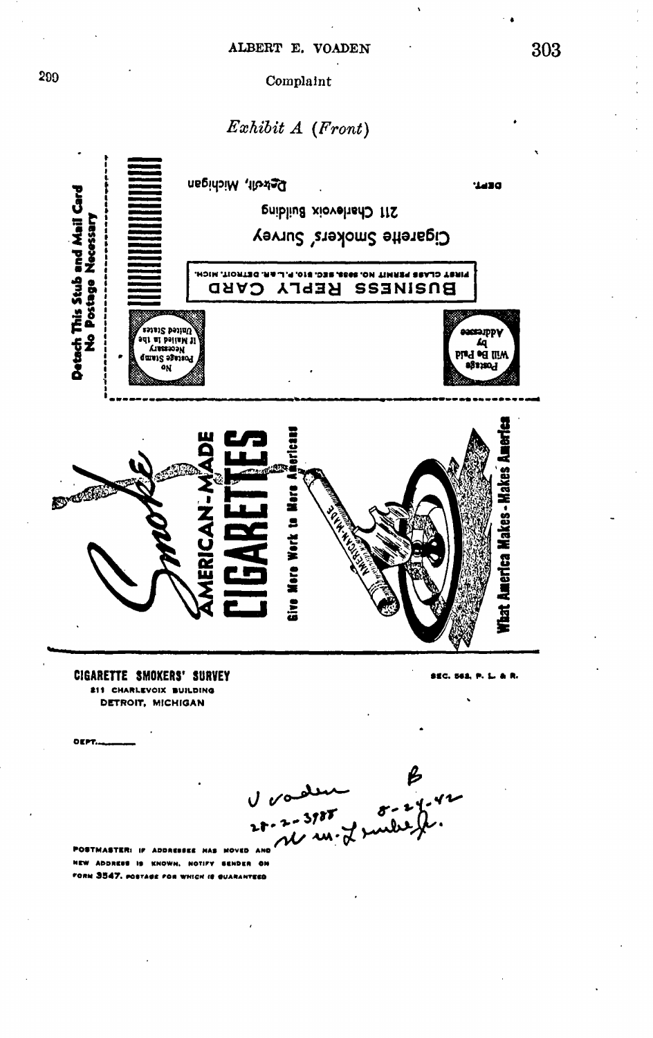Complaint

*Exhibit A (Front)*

Detach This Stub and Mail Card
No Postage Necessary

No Postage Stamp Necessary If Mailed in the United States

BUSINESS REPLY CARD
FIRST CLASS PERMIT NO. 8888, SEC. 510, P.L.&R. DETROIT, MICH.

Postage Will Be Paid by Addressee

Cigarette Smokers' Survey
211 Charlevoix Building
Detroit, Michigan

DEPT.

Smoke AMERICAN-MADE CIGARETTES

Give More Work to More Americans

AMERICAN-MADE

What America Makes - Makes America

**CIGARETTE SMOKERS' SURVEY**
211 CHARLEVOIX BUILDING
DETROIT, MICHIGAN

SEC. 562, P. L. & R.

DEPT.\_\_\_\_\_\_\_\_

V voden
28-2-3988
B
8-24-42

POSTMASTER: IF ADDRESSEE HAS MOVED AND NEW ADDRESS IS KNOWN, NOTIFY SENDER ON FORM 3547. POSTAGE FOR WHICH IS GUARANTEED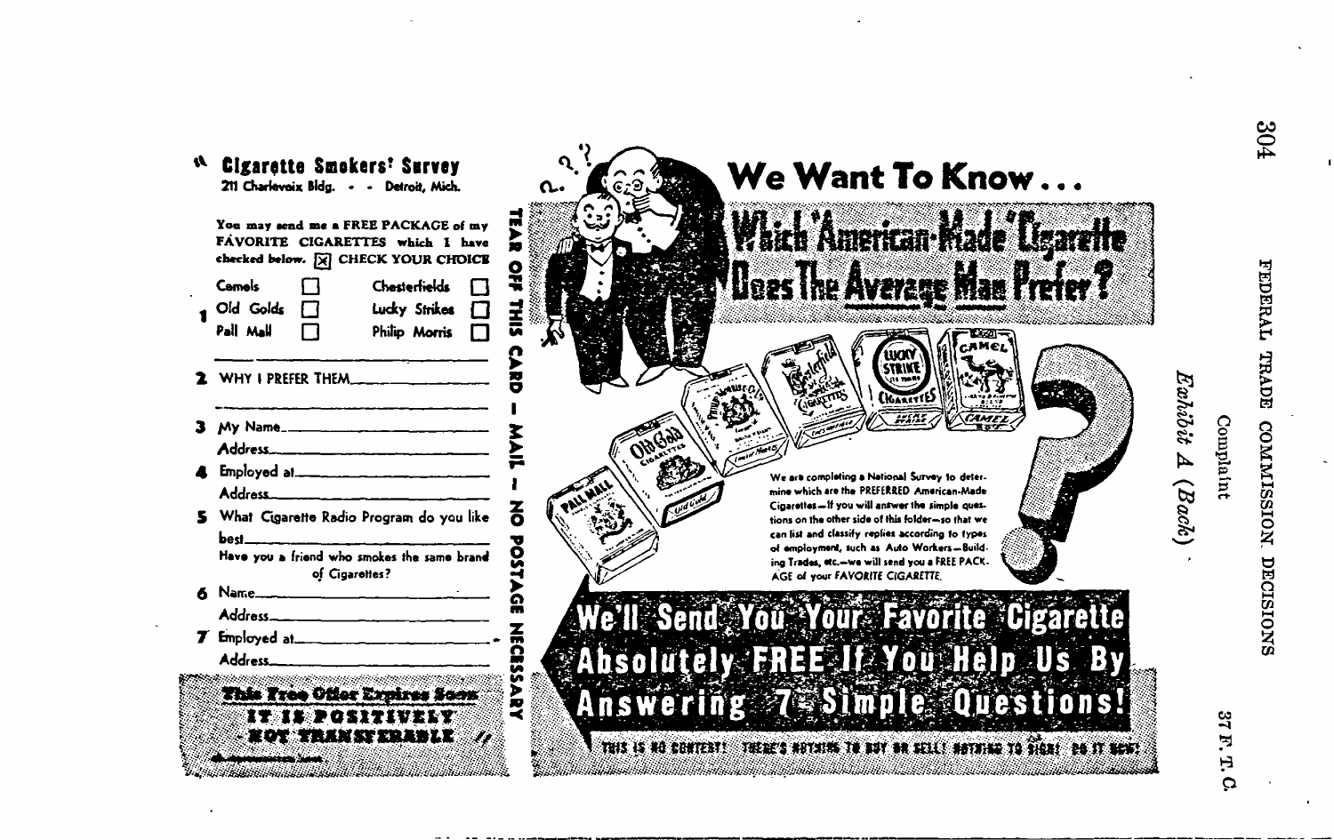*Exhibit A (Back)*

Complaint

## Cigarette Smokers' Survey

211 Charlevoix Bldg. - - Detroit, Mich.

You may send me a FREE PACKAGE of my FAVORITE CIGARETTES which I have checked below. [X] CHECK YOUR CHOICE

1.
- Camels [ ]
- Chesterfields [ ]
- Old Golds [ ]
- Lucky Strikes [ ]
- Pall Mall [ ]
- Philip Morris [ ]

2. WHY I PREFER THEM\_\_\_\_\_\_\_\_\_\_

3. My Name\_\_\_\_\_\_\_\_\_\_
   Address\_\_\_\_\_\_\_\_\_\_

4. Employed at\_\_\_\_\_\_\_\_\_\_
   Address\_\_\_\_\_\_\_\_\_\_

5. What Cigarette Radio Program do you like best\_\_\_\_\_\_\_\_\_\_
   Have you a friend who smokes the same brand of Cigarettes?

6. Name\_\_\_\_\_\_\_\_\_\_
   Address\_\_\_\_\_\_\_\_\_\_

7. Employed at\_\_\_\_\_\_\_\_\_\_
   Address\_\_\_\_\_\_\_\_\_\_

**This Free Offer Expires Soon**

**IT IS POSITIVELY NOT TRANSFERABLE**

TEAR OFF THIS CARD — MAIL — NO POSTAGE NECESSARY

# We Want To Know . . .

## Which American-Made Cigarette Does The Average Man Prefer?

We are completing a National Survey to determine which are the PREFERRED American-Made Cigarettes—If you will answer the simple questions on the other side of this folder—so that we can list and classify replies according to types of employment, such as Auto Workers—Building Trades, etc.—we will send you a FREE PACKAGE of your FAVORITE CIGARETTE.

## We'll Send You Your Favorite Cigarette Absolutely FREE If You Help Us By Answering 7 Simple Questions!

THIS IS NO CONTEST! THERE'S NOTHING TO BUY OR SELL! NOTHING TO SIGN! DO IT NOW!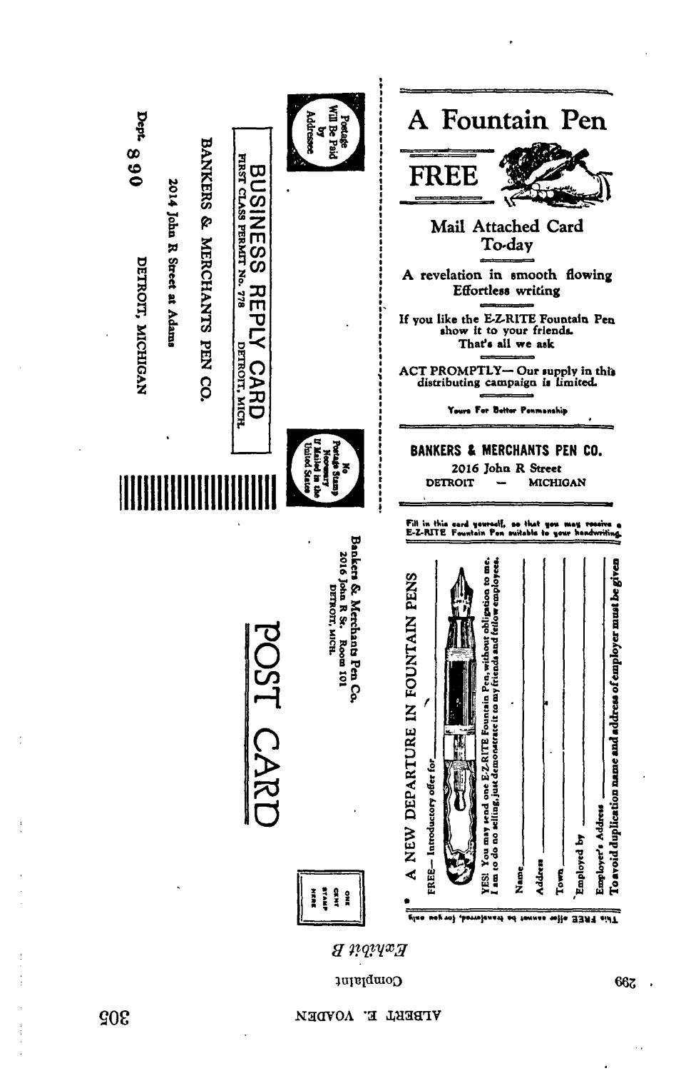# A Fountain Pen

## FREE

Mail Attached Card To-day

A revelation in smooth flowing Effortless writing

If you like the E-Z-RITE Fountain Pen show it to your friends. That's all we ask

ACT PROMPTLY— Our supply in this distributing campaign is limited.

Yours For Better Penmanship

**BANKERS & MERCHANTS PEN CO.**
2016 John R Street
DETROIT — MICHIGAN

---

Fill in this card yourself, so that you may receive a E-Z-RITE Fountain Pen suitable to your handwriting.

A NEW DEPARTURE IN FOUNTAIN PENS

FREE— Introductory offer for

YES! You may send one E-Z-RITE Fountain Pen, without obligation to me. I am to do no selling, just demonstrate it to my friends and fellow employees.

Name

Address

Town

Employed by

Employer's Address

To avoid duplication name and address of employer must be given

This FREE offer cannot be transferred, for you only

---

POST CARD

Bankers & Merchants Pen Co.
2016 John R St. Room 101
DETROIT, MICH.

ONE CENT STAMP HERE

---

Postage Will Be Paid by Addressee

No Postage Stamp Necessary If Mailed in the United States

BUSINESS REPLY CARD
FIRST CLASS PERMIT No. 778 DETROIT, MICH.

BANKERS & MERCHANTS PEN CO.

2014 John R Street at Adams

Dept. 8 9 0 DETROIT, MICHIGAN

---

*Exhibit B*

Complaint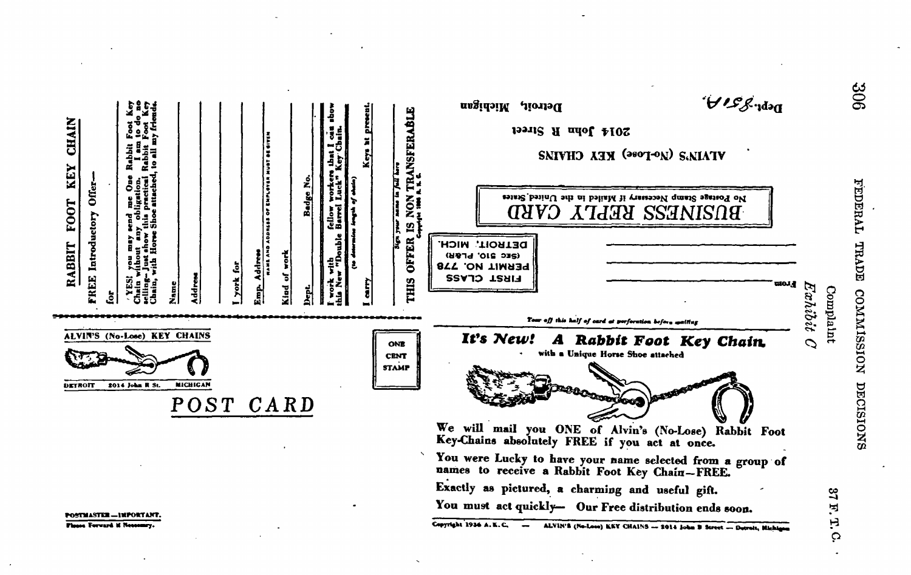Complaint
*Exhibit C*

RABBIT FOOT KEY CHAIN

FREE Introductory Offer—

for

YES! you may send me One Rabbit Foot Key Chain without any obligation. I am to do no selling—Just show this practical Rabbit Foot Key Chain, with Horse Shoe attached, to all my friends.

Name

Address

I work for

Emp. Address
(NAME AND ADDRESS OF EMPLOYER MUST BE GIVEN)

Kind of work

Dept. Badge No.

I work with fellow workers that I can show this New "Double Barrel Luck" Key Chain.
(to determine length of chain)

I carry Keys at present.

Sign your name in full here

THIS OFFER IS NON TRANSFERABLE
Copyright 1936 A. K. C.

ALVIN'S (No-Lose) KEY CHAINS

DETROIT 2014 John R St. MICHIGAN

POST CARD

ONE CENT STAMP

POSTMASTER—IMPORTANT.
Please Forward if Necessary.

Dept. 851A.

BUSINESS REPLY CARD
No Postage Stamp Necessary if Mailed in the United States

FIRST CLASS
PERMIT NO. 778
(SEC 510, PL&R)
DETROIT, MICH.

ALVIN'S (No-Lose) KEY CHAINS
2014 John R Street
Detroit, Michigan

From

Tear off this half of card at perforation before mailing

## *It's New!* A Rabbit Foot Key Chain
with a Unique Horse Shoe attached

We will mail you ONE of Alvin's (No-Lose) Rabbit Foot Key-Chains absolutely FREE if you act at once.

You were Lucky to have your name selected from a group of names to receive a Rabbit Foot Key Chain—FREE.

Exactly as pictured, a charming and useful gift.

You must act quickly— Our Free distribution ends soon.

Copyright 1936 A. K. C. — ALVIN'S (No-Lose) KEY CHAINS — 2014 John R Street — Detroit, Michigan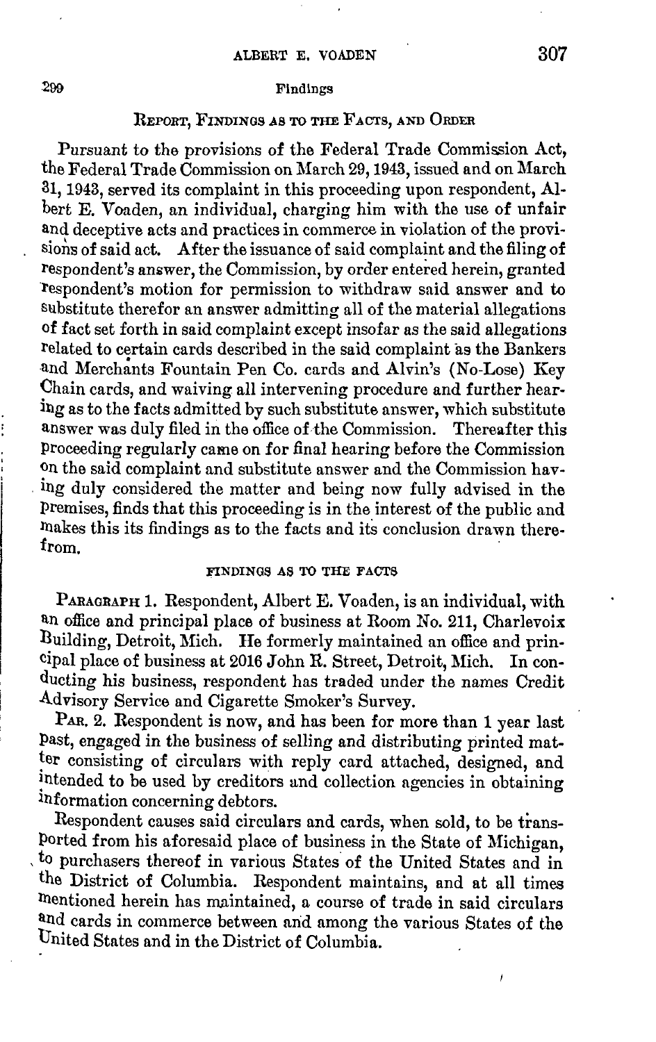## Report, Findings as to the Facts, and Order

Pursuant to the provisions of the Federal Trade Commission Act, the Federal Trade Commission on March 29, 1943, issued and on March 31, 1943, served its complaint in this proceeding upon respondent, Albert E. Voaden, an individual, charging him with the use of unfair and deceptive acts and practices in commerce in violation of the provisions of said act. After the issuance of said complaint and the filing of respondent's answer, the Commission, by order entered herein, granted respondent's motion for permission to withdraw said answer and to substitute therefor an answer admitting all of the material allegations of fact set forth in said complaint except insofar as the said allegations related to certain cards described in the said complaint as the Bankers and Merchants Fountain Pen Co. cards and Alvin's (No-Lose) Key Chain cards, and waiving all intervening procedure and further hearing as to the facts admitted by such substitute answer, which substitute answer was duly filed in the office of the Commission. Thereafter this proceeding regularly came on for final hearing before the Commission on the said complaint and substitute answer and the Commission having duly considered the matter and being now fully advised in the premises, finds that this proceeding is in the interest of the public and makes this its findings as to the facts and its conclusion drawn therefrom.

### Findings as to the Facts

Paragraph 1. Respondent, Albert E. Voaden, is an individual, with an office and principal place of business at Room No. 211, Charlevoix Building, Detroit, Mich. He formerly maintained an office and principal place of business at 2016 John R. Street, Detroit, Mich. In conducting his business, respondent has traded under the names Credit Advisory Service and Cigarette Smoker's Survey.

Par. 2. Respondent is now, and has been for more than 1 year last past, engaged in the business of selling and distributing printed matter consisting of circulars with reply card attached, designed, and intended to be used by creditors and collection agencies in obtaining information concerning debtors.

Respondent causes said circulars and cards, when sold, to be transported from his aforesaid place of business in the State of Michigan, to purchasers thereof in various States of the United States and in the District of Columbia. Respondent maintains, and at all times mentioned herein has maintained, a course of trade in said circulars and cards in commerce between and among the various States of the United States and in the District of Columbia.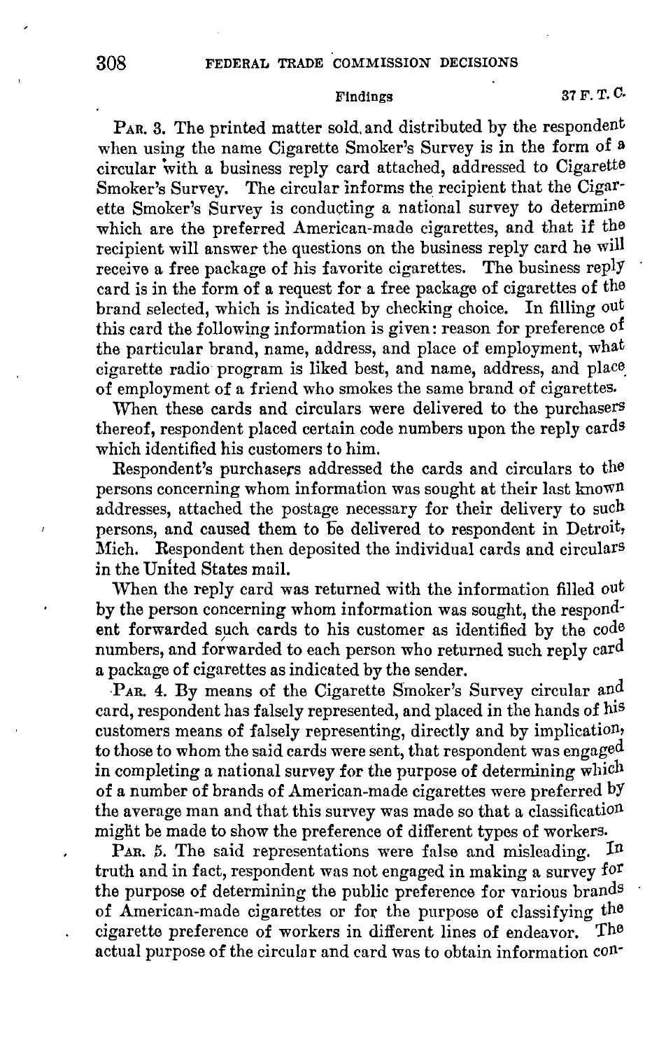PAR. 3. The printed matter sold and distributed by the respondent when using the name Cigarette Smoker's Survey is in the form of a circular with a business reply card attached, addressed to Cigarette Smoker's Survey. The circular informs the recipient that the Cigarette Smoker's Survey is conducting a national survey to determine which are the preferred American-made cigarettes, and that if the recipient will answer the questions on the business reply card he will receive a free package of his favorite cigarettes. The business reply card is in the form of a request for a free package of cigarettes of the brand selected, which is indicated by checking choice. In filling out this card the following information is given: reason for preference of the particular brand, name, address, and place of employment, what cigarette radio program is liked best, and name, address, and place of employment of a friend who smokes the same brand of cigarettes.

When these cards and circulars were delivered to the purchasers thereof, respondent placed certain code numbers upon the reply cards which identified his customers to him.

Respondent's purchasers addressed the cards and circulars to the persons concerning whom information was sought at their last known addresses, attached the postage necessary for their delivery to such persons, and caused them to be delivered to respondent in Detroit, Mich. Respondent then deposited the individual cards and circulars in the United States mail.

When the reply card was returned with the information filled out by the person concerning whom information was sought, the respondent forwarded such cards to his customer as identified by the code numbers, and forwarded to each person who returned such reply card a package of cigarettes as indicated by the sender.

PAR. 4. By means of the Cigarette Smoker's Survey circular and card, respondent has falsely represented, and placed in the hands of his customers means of falsely representing, directly and by implication, to those to whom the said cards were sent, that respondent was engaged in completing a national survey for the purpose of determining which of a number of brands of American-made cigarettes were preferred by the average man and that this survey was made so that a classification might be made to show the preference of different types of workers.

PAR. 5. The said representations were false and misleading. In truth and in fact, respondent was not engaged in making a survey for the purpose of determining the public preference for various brands of American-made cigarettes or for the purpose of classifying the cigarette preference of workers in different lines of endeavor. The actual purpose of the circular and card was to obtain information con-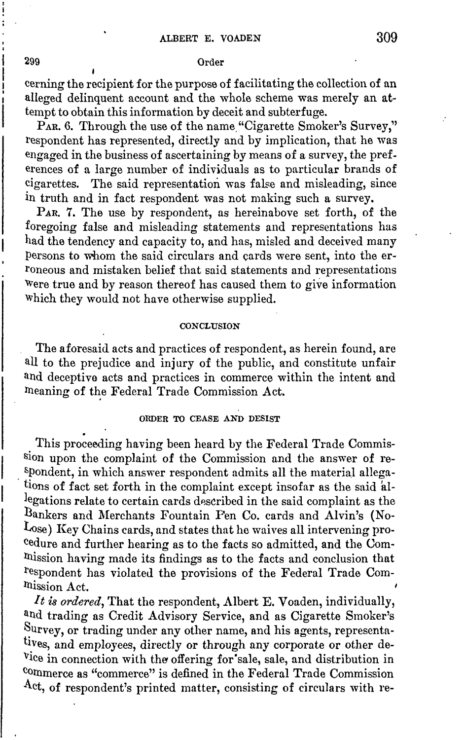cerning the recipient for the purpose of facilitating the collection of an alleged delinquent account and the whole scheme was merely an attempt to obtain this information by deceit and subterfuge.

PAR. 6. Through the use of the name "Cigarette Smoker's Survey," respondent has represented, directly and by implication, that he was engaged in the business of ascertaining by means of a survey, the preferences of a large number of individuals as to particular brands of cigarettes. The said representation was false and misleading, since in truth and in fact respondent was not making such a survey.

PAR. 7. The use by respondent, as hereinabove set forth, of the foregoing false and misleading statements and representations has had the tendency and capacity to, and has, misled and deceived many persons to whom the said circulars and cards were sent, into the erroneous and mistaken belief that said statements and representations were true and by reason thereof has caused them to give information which they would not have otherwise supplied.

## CONCLUSION

The aforesaid acts and practices of respondent, as herein found, are all to the prejudice and injury of the public, and constitute unfair and deceptive acts and practices in commerce within the intent and meaning of the Federal Trade Commission Act.

## ORDER TO CEASE AND DESIST

This proceeding having been heard by the Federal Trade Commission upon the complaint of the Commission and the answer of respondent, in which answer respondent admits all the material allegations of fact set forth in the complaint except insofar as the said allegations relate to certain cards described in the said complaint as the Bankers and Merchants Fountain Pen Co. cards and Alvin's (No-Lose) Key Chains cards, and states that he waives all intervening procedure and further hearing as to the facts so admitted, and the Commission having made its findings as to the facts and conclusion that respondent has violated the provisions of the Federal Trade Commission Act.

*It is ordered*, That the respondent, Albert E. Voaden, individually, and trading as Credit Advisory Service, and as Cigarette Smoker's Survey, or trading under any other name, and his agents, representatives, and employees, directly or through any corporate or other device in connection with the offering for sale, sale, and distribution in commerce as "commerce" is defined in the Federal Trade Commission Act, of respondent's printed matter, consisting of circulars with re-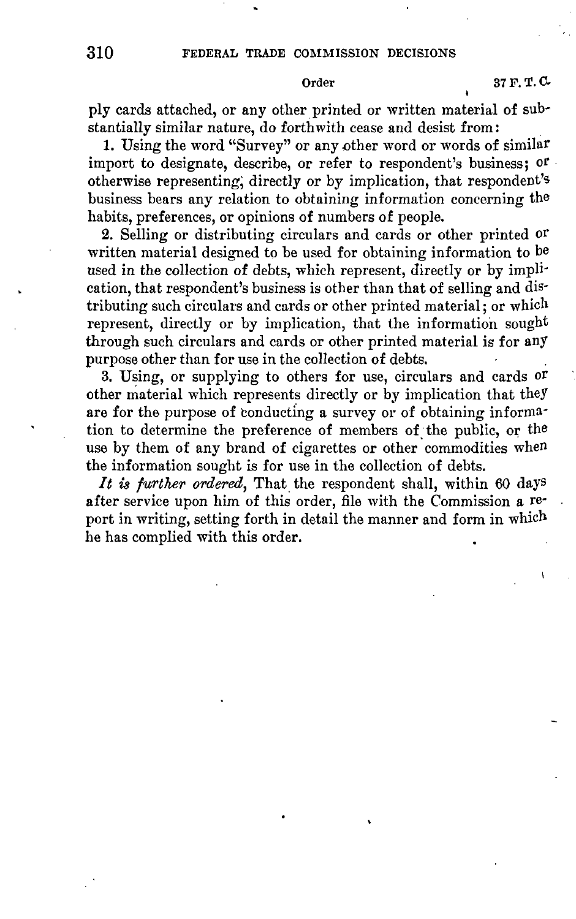ply cards attached, or any other printed or written material of substantially similar nature, do forthwith cease and desist from:

1. Using the word "Survey" or any other word or words of similar import to designate, describe, or refer to respondent's business; or otherwise representing, directly or by implication, that respondent's business bears any relation to obtaining information concerning the habits, preferences, or opinions of numbers of people.

2. Selling or distributing circulars and cards or other printed or written material designed to be used for obtaining information to be used in the collection of debts, which represent, directly or by implication, that respondent's business is other than that of selling and distributing such circulars and cards or other printed material; or which represent, directly or by implication, that the information sought through such circulars and cards or other printed material is for any purpose other than for use in the collection of debts.

3. Using, or supplying to others for use, circulars and cards or other material which represents directly or by implication that they are for the purpose of conducting a survey or of obtaining information to determine the preference of members of the public, or the use by them of any brand of cigarettes or other commodities when the information sought is for use in the collection of debts.

*It is further ordered*, That the respondent shall, within 60 days after service upon him of this order, file with the Commission a report in writing, setting forth in detail the manner and form in which he has complied with this order.